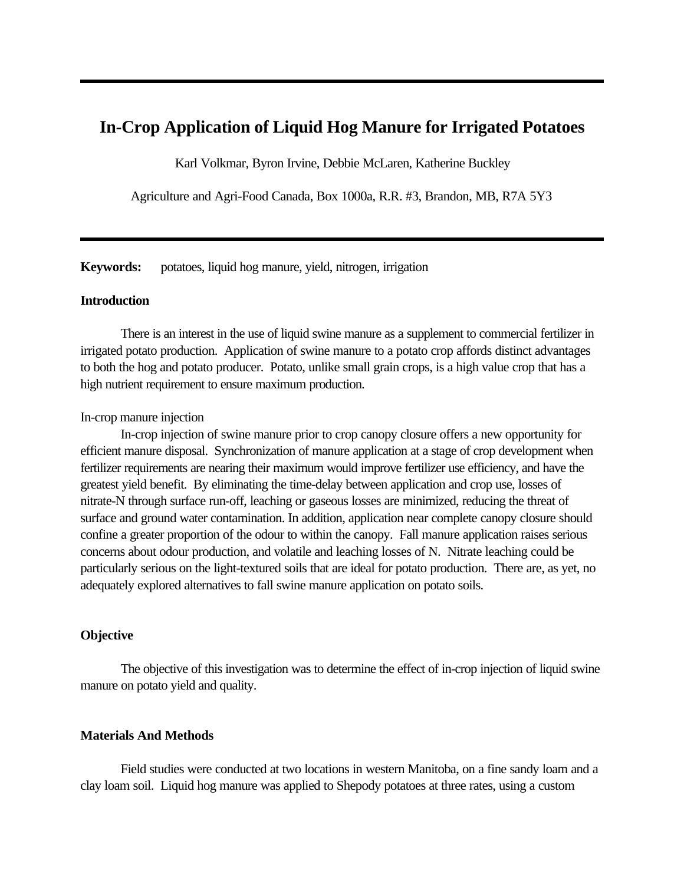# In-Crop Application of Liquid Hog Manure for Irrigated Potatoes

Karl Volkmar, Byron Irvine, Debbie McLaren, Katherine Buckley

Agriculture and Agri-Food Canada, Box 1000a, R.R. #3, Brandon, MB, R7A 5Y3

**Keywords:** potatoes, liquid hog manure, yield, nitrogen, irrigation

## Introduction

There is an interest in the use of liquid swine manure as a supplement to commercial fertilizer in irrigated potato production. Application of swine manure to a potato crop affords distinct advantages to both the hog and potato producer. Potato, unlike small grain crops, is a high value crop that has a high nutrient requirement to ensure maximum production.

In-crop manure injection

In-crop injection of swine manure prior to crop canopy closure offers a new opportunity for efficient manure disposal. Synchronization of manure application at a stage of crop development when fertilizer requirements are nearing their maximum would improve fertilizer use efficiency, and have the greatest yield benefit. By eliminating the time-delay between application and crop use, losses of nitrate-N through surface run-off, leaching or gaseous losses are minimized, reducing the threat of surface and ground water contamination. In addition, application near complete canopy closure should confine a greater proportion of the odour to within the canopy. Fall manure application raises serious concerns about odour production, and volatile and leaching losses of N. Nitrate leaching could be particularly serious on the light-textured soils that are ideal for potato production. There are, as yet, no adequately explored alternatives to fall swine manure application on potato soils.

## Objective

The objective of this investigation was to determine the effect of in-crop injection of liquid swine manure on potato yield and quality.

## Materials And Methods

Field studies were conducted at two locations in western Manitoba, on a fine sandy loam and a clay loam soil. Liquid hog manure was applied to Shepody potatoes at three rates, using a custom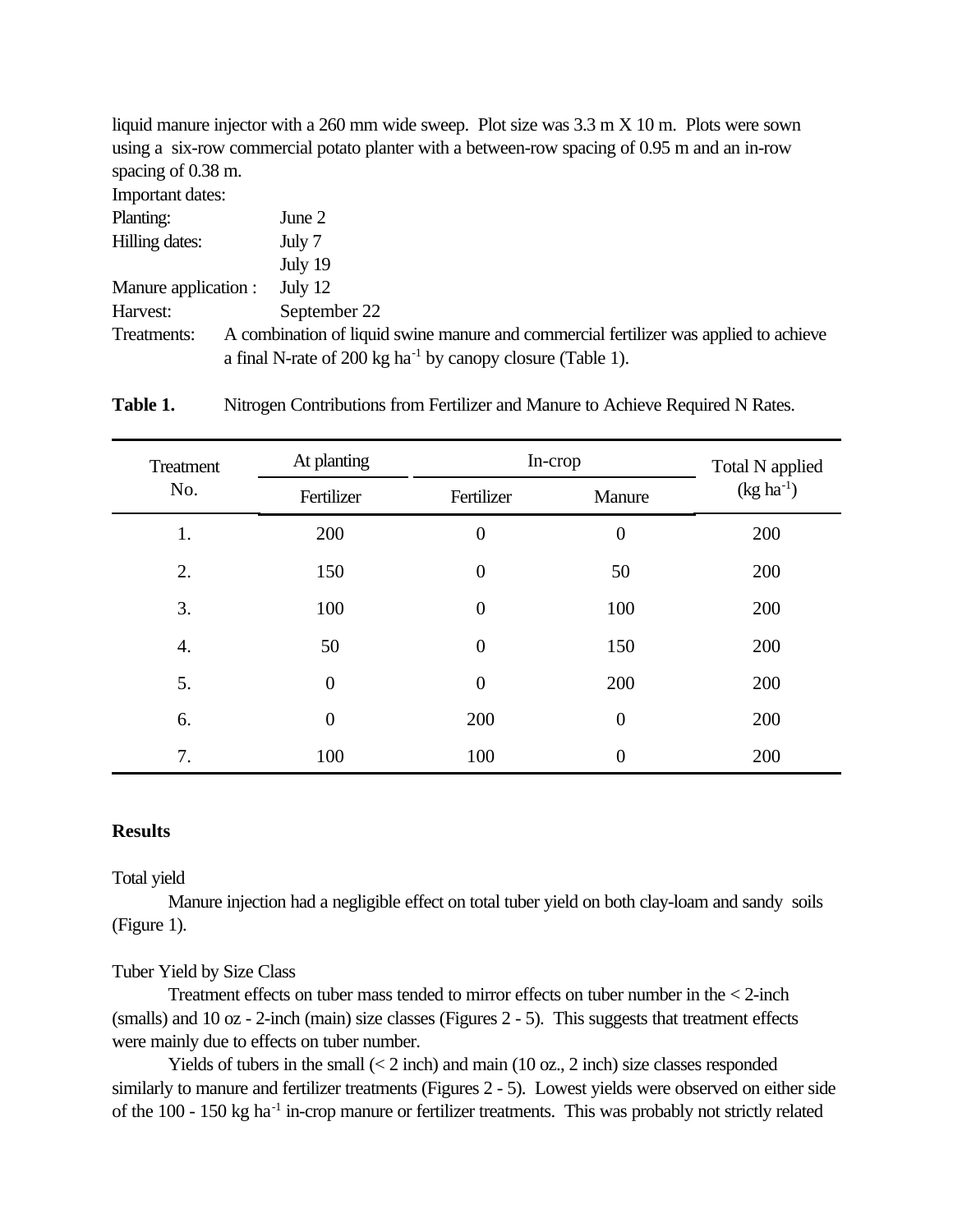liquid manure injector with a 260 mm wide sweep. Plot size was 3.3 m X 10 m. Plots were sown using a six-row commercial potato planter with a between-row spacing of 0.95 m and an in-row spacing of 0.38 m.

Important dates:

| | |
|---|---|
| Planting: | June 2 |
| Hilling dates: | July 7 |
| | July 19 |
| Manure application : | July 12 |
| Harvest: | September 22 |

Treatments: A combination of liquid swine manure and commercial fertilizer was applied to achieve a final N-rate of 200 kg ha$^{-1}$ by canopy closure (Table 1).

**Table 1.** Nitrogen Contributions from Fertilizer and Manure to Achieve Required N Rates.

| Treatment No. | At planting | In-crop | | Total N applied (kg ha$^{-1}$) |
|---|---|---|---|---|
| | Fertilizer | Fertilizer | Manure | |
| 1. | 200 | 0 | 0 | 200 |
| 2. | 150 | 0 | 50 | 200 |
| 3. | 100 | 0 | 100 | 200 |
| 4. | 50 | 0 | 150 | 200 |
| 5. | 0 | 0 | 200 | 200 |
| 6. | 0 | 200 | 0 | 200 |
| 7. | 100 | 100 | 0 | 200 |

## Results

Total yield

Manure injection had a negligible effect on total tuber yield on both clay-loam and sandy soils (Figure 1).

Tuber Yield by Size Class

Treatment effects on tuber mass tended to mirror effects on tuber number in the < 2-inch (smalls) and 10 oz - 2-inch (main) size classes (Figures 2 - 5). This suggests that treatment effects were mainly due to effects on tuber number.

Yields of tubers in the small (< 2 inch) and main (10 oz., 2 inch) size classes responded similarly to manure and fertilizer treatments (Figures 2 - 5). Lowest yields were observed on either side of the 100 - 150 kg ha$^{-1}$ in-crop manure or fertilizer treatments. This was probably not strictly related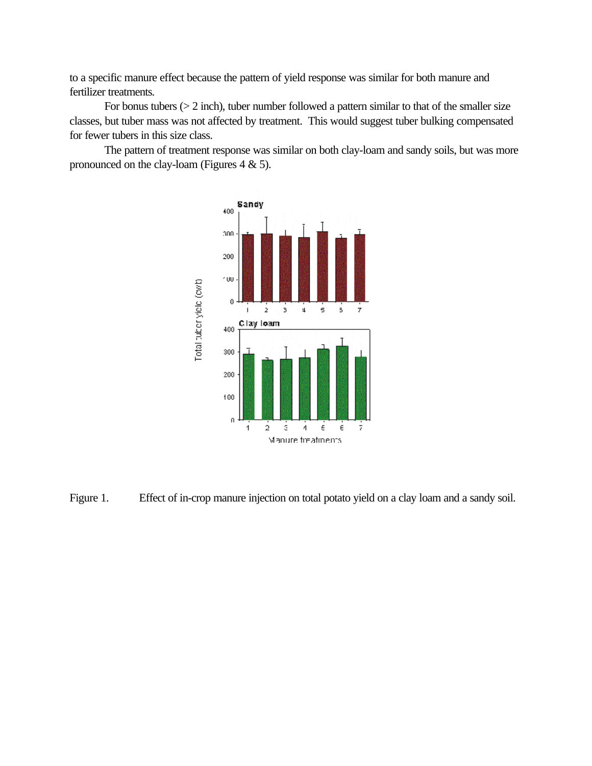to a specific manure effect because the pattern of yield response was similar for both manure and fertilizer treatments.

For bonus tubers (> 2 inch), tuber number followed a pattern similar to that of the smaller size classes, but tuber mass was not affected by treatment. This would suggest tuber bulking compensated for fewer tubers in this size class.

The pattern of treatment response was similar on both clay-loam and sandy soils, but was more pronounced on the clay-loam (Figures 4 & 5).

Figure 1. Effect of in-crop manure injection on total potato yield on a clay loam and a sandy soil.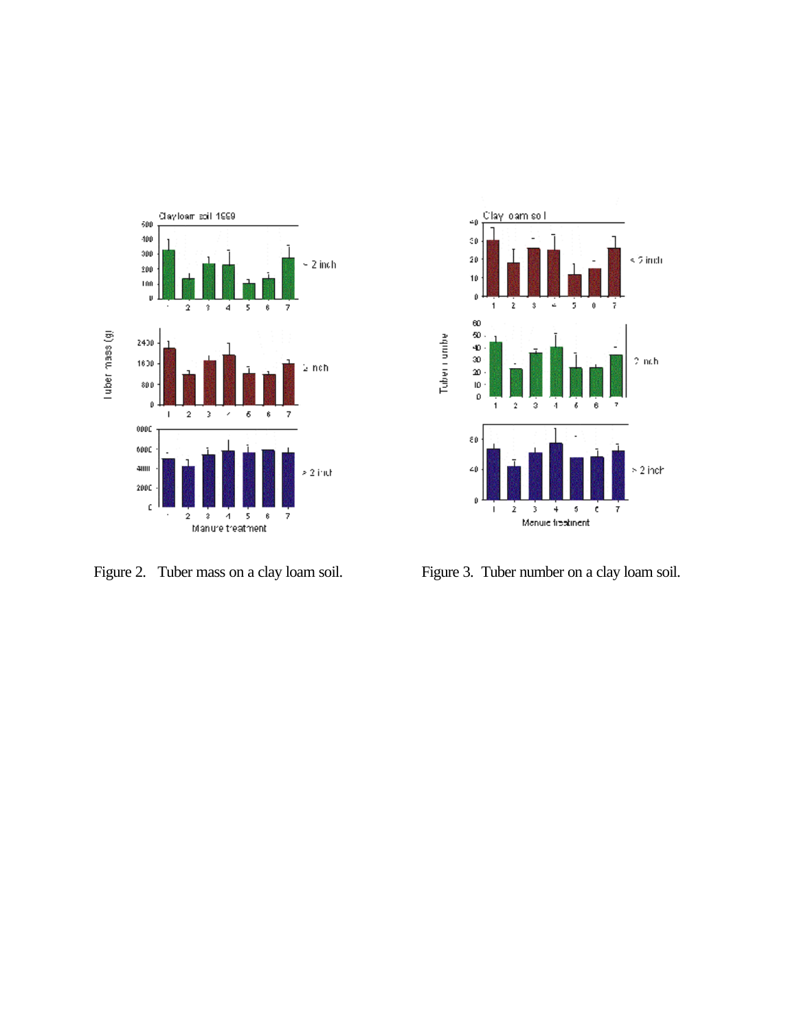Figure 2. Tuber mass on a clay loam soil.

Figure 3. Tuber number on a clay loam soil.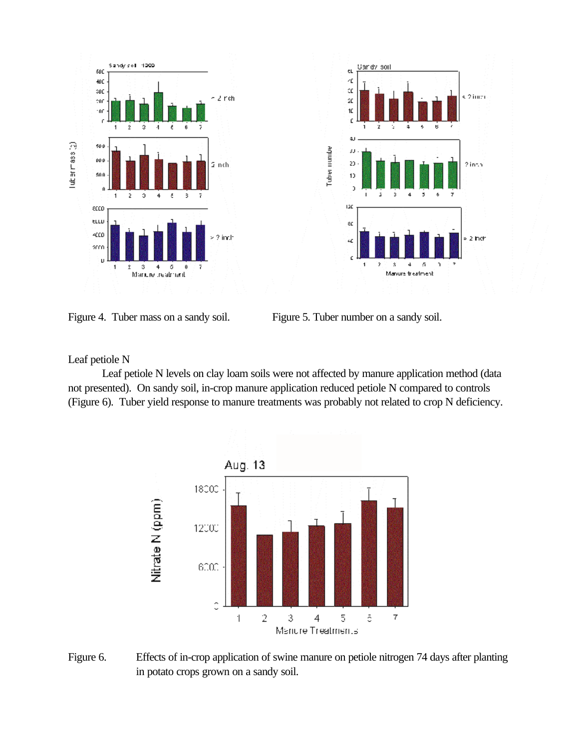Figure 4. Tuber mass on a sandy soil.

Figure 5. Tuber number on a sandy soil.

Leaf petiole N

Leaf petiole N levels on clay loam soils were not affected by manure application method (data not presented). On sandy soil, in-crop manure application reduced petiole N compared to controls (Figure 6). Tuber yield response to manure treatments was probably not related to crop N deficiency.

Figure 6. Effects of in-crop application of swine manure on petiole nitrogen 74 days after planting in potato crops grown on a sandy soil.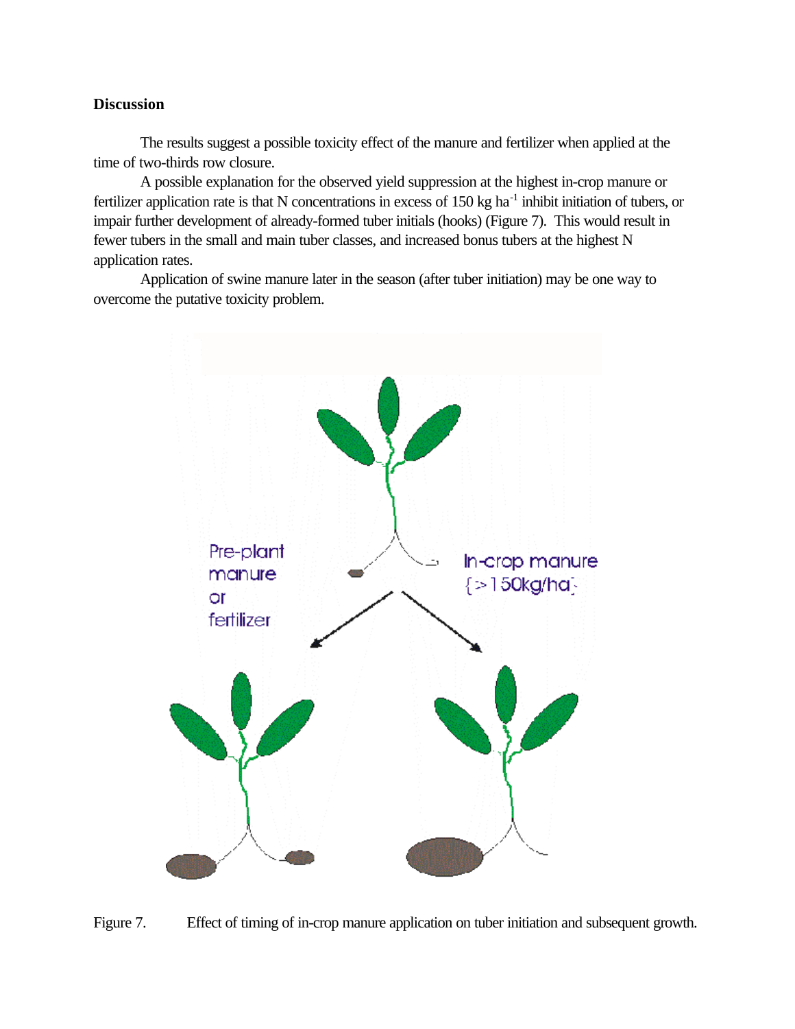**Discussion**

The results suggest a possible toxicity effect of the manure and fertilizer when applied at the time of two-thirds row closure.

A possible explanation for the observed yield suppression at the highest in-crop manure or fertilizer application rate is that N concentrations in excess of 150 kg ha$^{-1}$ inhibit initiation of tubers, or impair further development of already-formed tuber initials (hooks) (Figure 7). This would result in fewer tubers in the small and main tuber classes, and increased bonus tubers at the highest N application rates.

Application of swine manure later in the season (after tuber initiation) may be one way to overcome the putative toxicity problem.

Pre-plant manure or fertilizer

In-crop manure {>150kg/ha}

Figure 7. Effect of timing of in-crop manure application on tuber initiation and subsequent growth.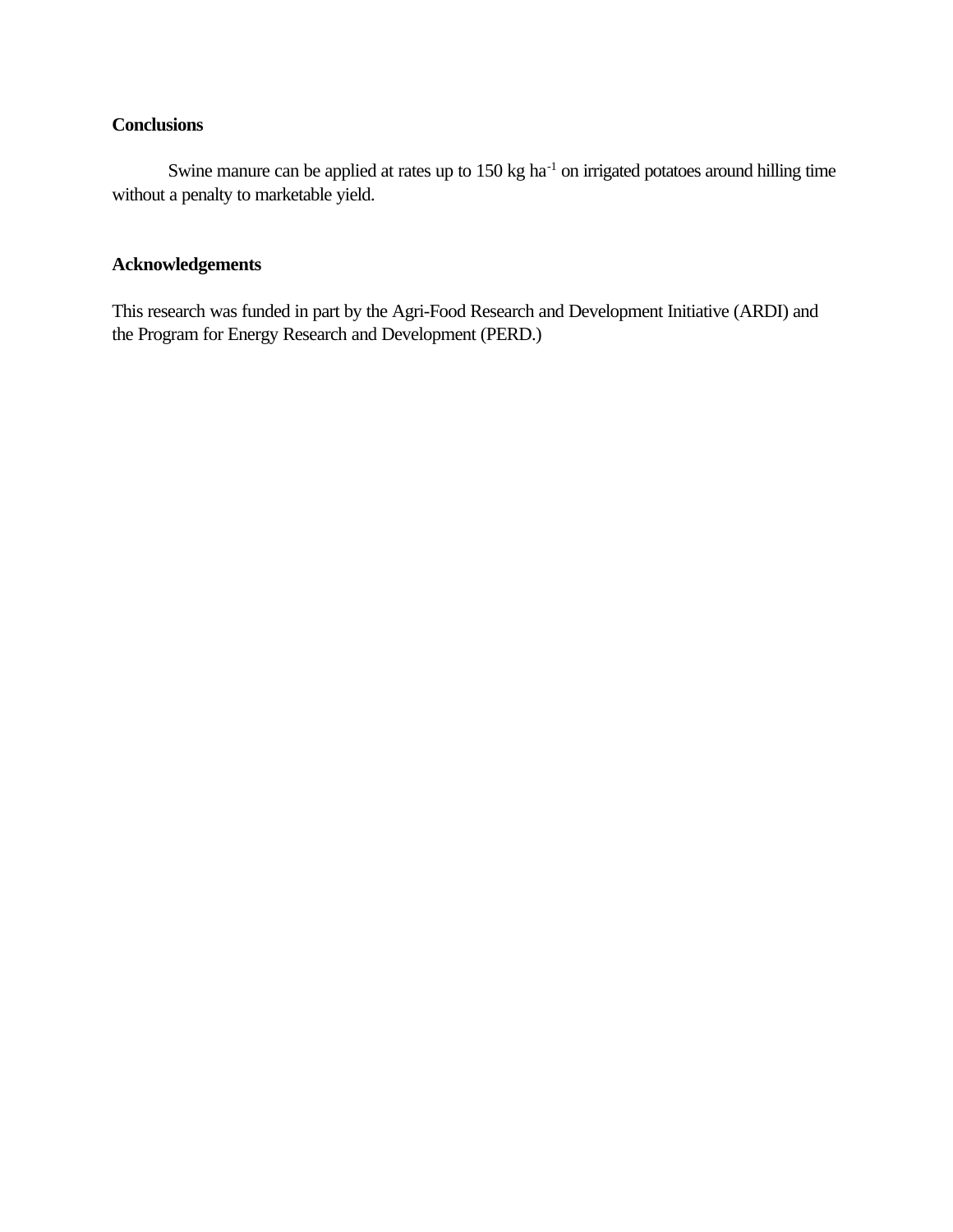**Conclusions**

Swine manure can be applied at rates up to 150 kg $ha^{-1}$ on irrigated potatoes around hilling time without a penalty to marketable yield.

**Acknowledgements**

This research was funded in part by the Agri-Food Research and Development Initiative (ARDI) and the Program for Energy Research and Development (PERD.)